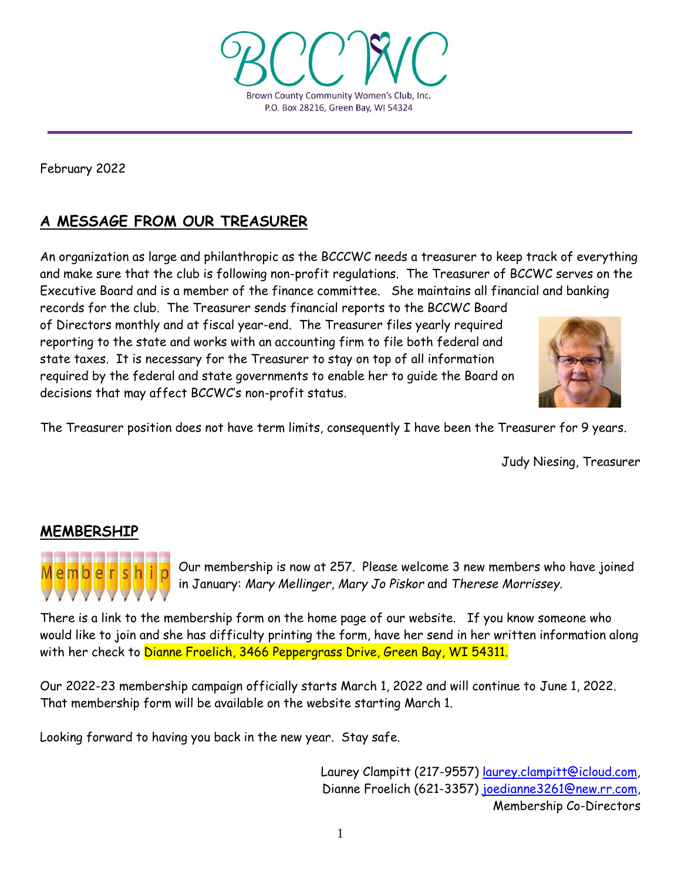# BCCWC

Brown County Community Women's Club, Inc.
P.O. Box 28216, Green Bay, WI 54324

February 2022

## A MESSAGE FROM OUR TREASURER

An organization as large and philanthropic as the BCCCWC needs a treasurer to keep track of everything and make sure that the club is following non-profit regulations. The Treasurer of BCCWC serves on the Executive Board and is a member of the finance committee. She maintains all financial and banking records for the club. The Treasurer sends financial reports to the BCCWC Board of Directors monthly and at fiscal year-end. The Treasurer files yearly required reporting to the state and works with an accounting firm to file both federal and state taxes. It is necessary for the Treasurer to stay on top of all information required by the federal and state governments to enable her to guide the Board on decisions that may affect BCCWC's non-profit status.

The Treasurer position does not have term limits, consequently I have been the Treasurer for 9 years.

Judy Niesing, Treasurer

## MEMBERSHIP

Our membership is now at 257. Please welcome 3 new members who have joined in January: *Mary Mellinger*, *Mary Jo Piskor* and *Therese Morrissey*.

There is a link to the membership form on the home page of our website. If you know someone who would like to join and she has difficulty printing the form, have her send in her written information along with her check to Dianne Froelich, 3466 Peppergrass Drive, Green Bay, WI 54311.

Our 2022-23 membership campaign officially starts March 1, 2022 and will continue to June 1, 2022. That membership form will be available on the website starting March 1.

Looking forward to having you back in the new year. Stay safe.

Laurey Clampitt (217-9557) laurey.clampitt@icloud.com,
Dianne Froelich (621-3357) joedianne3261@new.rr.com,
Membership Co-Directors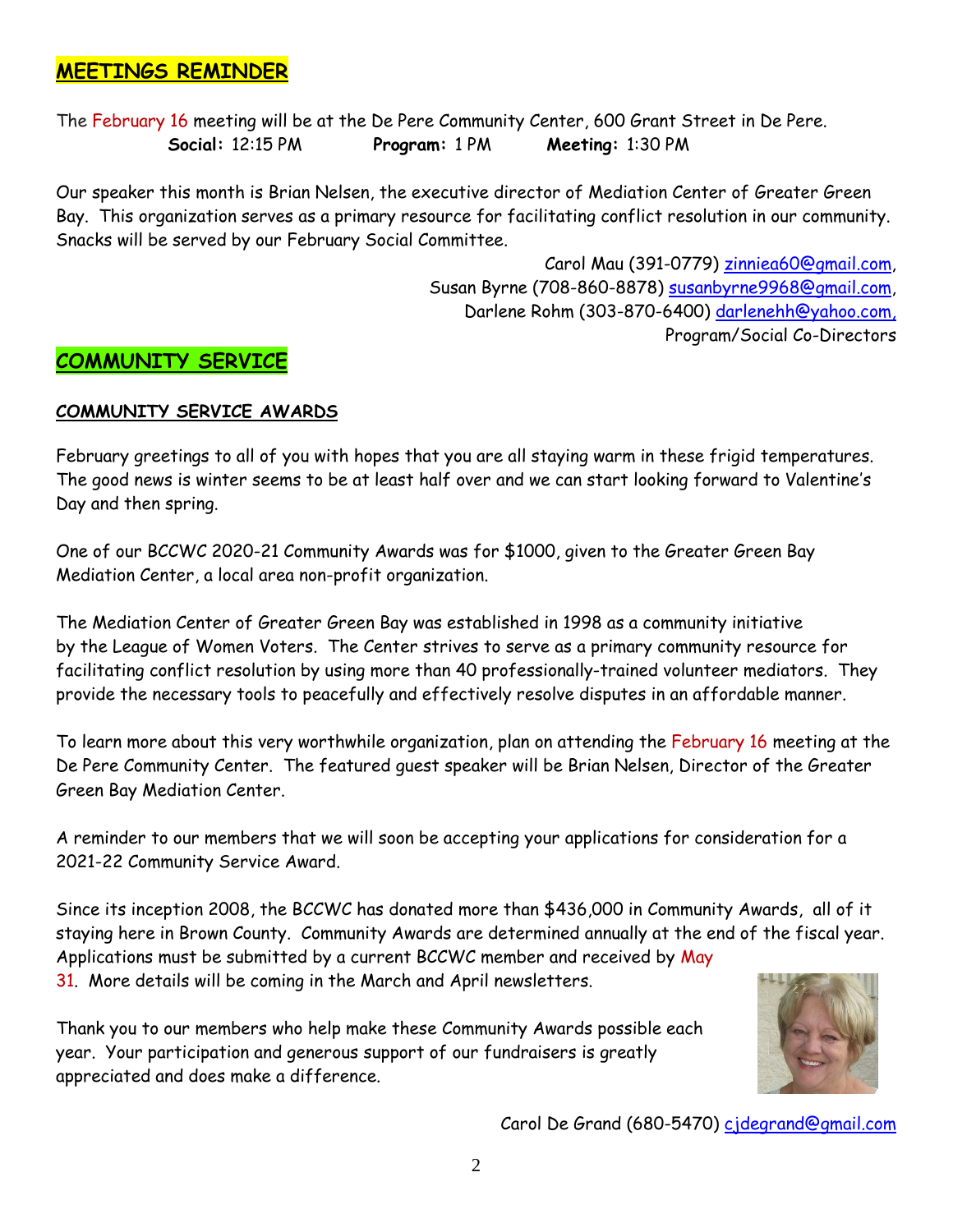## MEETINGS REMINDER

The February 16 meeting will be at the De Pere Community Center, 600 Grant Street in De Pere.

**Social:** 12:15 PM  **Program:** 1 PM  **Meeting:** 1:30 PM

Our speaker this month is Brian Nelsen, the executive director of Mediation Center of Greater Green Bay. This organization serves as a primary resource for facilitating conflict resolution in our community. Snacks will be served by our February Social Committee.

Carol Mau (391-0779) zinniea60@gmail.com,
Susan Byrne (708-860-8878) susanbyrne9968@gmail.com,
Darlene Rohm (303-870-6400) darlenehh@yahoo.com,
Program/Social Co-Directors

## COMMUNITY SERVICE

### COMMUNITY SERVICE AWARDS

February greetings to all of you with hopes that you are all staying warm in these frigid temperatures. The good news is winter seems to be at least half over and we can start looking forward to Valentine's Day and then spring.

One of our BCCWC 2020-21 Community Awards was for $1000, given to the Greater Green Bay Mediation Center, a local area non-profit organization.

The Mediation Center of Greater Green Bay was established in 1998 as a community initiative by the League of Women Voters. The Center strives to serve as a primary community resource for facilitating conflict resolution by using more than 40 professionally-trained volunteer mediators. They provide the necessary tools to peacefully and effectively resolve disputes in an affordable manner.

To learn more about this very worthwhile organization, plan on attending the February 16 meeting at the De Pere Community Center. The featured guest speaker will be Brian Nelsen, Director of the Greater Green Bay Mediation Center.

A reminder to our members that we will soon be accepting your applications for consideration for a 2021-22 Community Service Award.

Since its inception 2008, the BCCWC has donated more than $436,000 in Community Awards, all of it staying here in Brown County. Community Awards are determined annually at the end of the fiscal year. Applications must be submitted by a current BCCWC member and received by May 31. More details will be coming in the March and April newsletters.

Thank you to our members who help make these Community Awards possible each year. Your participation and generous support of our fundraisers is greatly appreciated and does make a difference.

Carol De Grand (680-5470) cjdegrand@gmail.com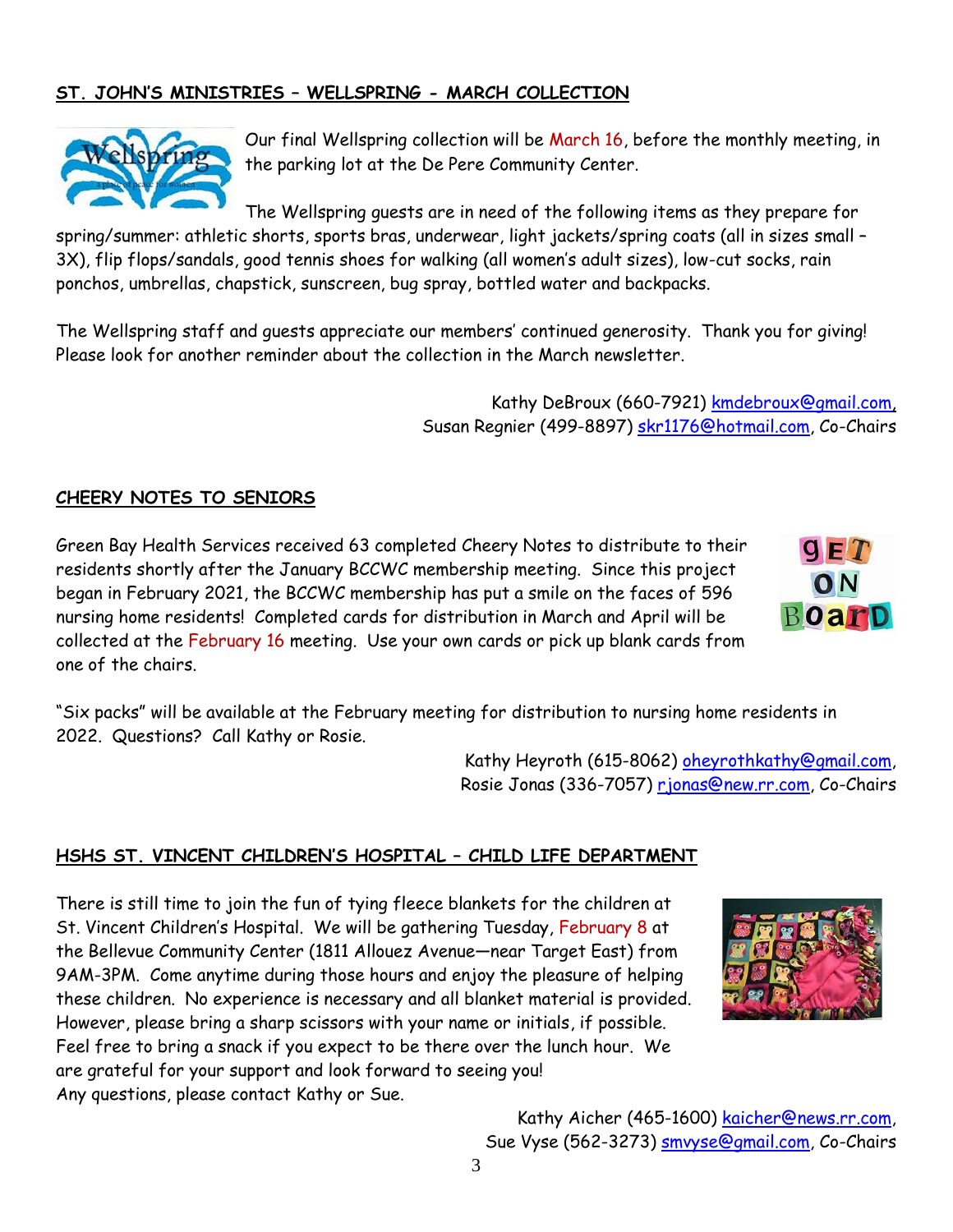## ST. JOHN'S MINISTRIES – WELLSPRING - MARCH COLLECTION

Our final Wellspring collection will be March 16, before the monthly meeting, in the parking lot at the De Pere Community Center.

The Wellspring guests are in need of the following items as they prepare for spring/summer: athletic shorts, sports bras, underwear, light jackets/spring coats (all in sizes small – 3X), flip flops/sandals, good tennis shoes for walking (all women's adult sizes), low-cut socks, rain ponchos, umbrellas, chapstick, sunscreen, bug spray, bottled water and backpacks.

The Wellspring staff and guests appreciate our members' continued generosity. Thank you for giving! Please look for another reminder about the collection in the March newsletter.

Kathy DeBroux (660-7921) kmdebroux@gmail.com,
Susan Regnier (499-8897) skr1176@hotmail.com, Co-Chairs

## CHEERY NOTES TO SENIORS

Green Bay Health Services received 63 completed Cheery Notes to distribute to their residents shortly after the January BCCWC membership meeting. Since this project began in February 2021, the BCCWC membership has put a smile on the faces of 596 nursing home residents! Completed cards for distribution in March and April will be collected at the February 16 meeting. Use your own cards or pick up blank cards from one of the chairs.

"Six packs" will be available at the February meeting for distribution to nursing home residents in 2022. Questions? Call Kathy or Rosie.

Kathy Heyroth (615-8062) oheyrothkathy@gmail.com,
Rosie Jonas (336-7057) rjonas@new.rr.com, Co-Chairs

## HSHS ST. VINCENT CHILDREN'S HOSPITAL – CHILD LIFE DEPARTMENT

There is still time to join the fun of tying fleece blankets for the children at St. Vincent Children's Hospital. We will be gathering Tuesday, February 8 at the Bellevue Community Center (1811 Allouez Avenue—near Target East) from 9AM-3PM. Come anytime during those hours and enjoy the pleasure of helping these children. No experience is necessary and all blanket material is provided. However, please bring a sharp scissors with your name or initials, if possible. Feel free to bring a snack if you expect to be there over the lunch hour. We are grateful for your support and look forward to seeing you!
Any questions, please contact Kathy or Sue.

Kathy Aicher (465-1600) kaicher@news.rr.com,
Sue Vyse (562-3273) smvyse@gmail.com, Co-Chairs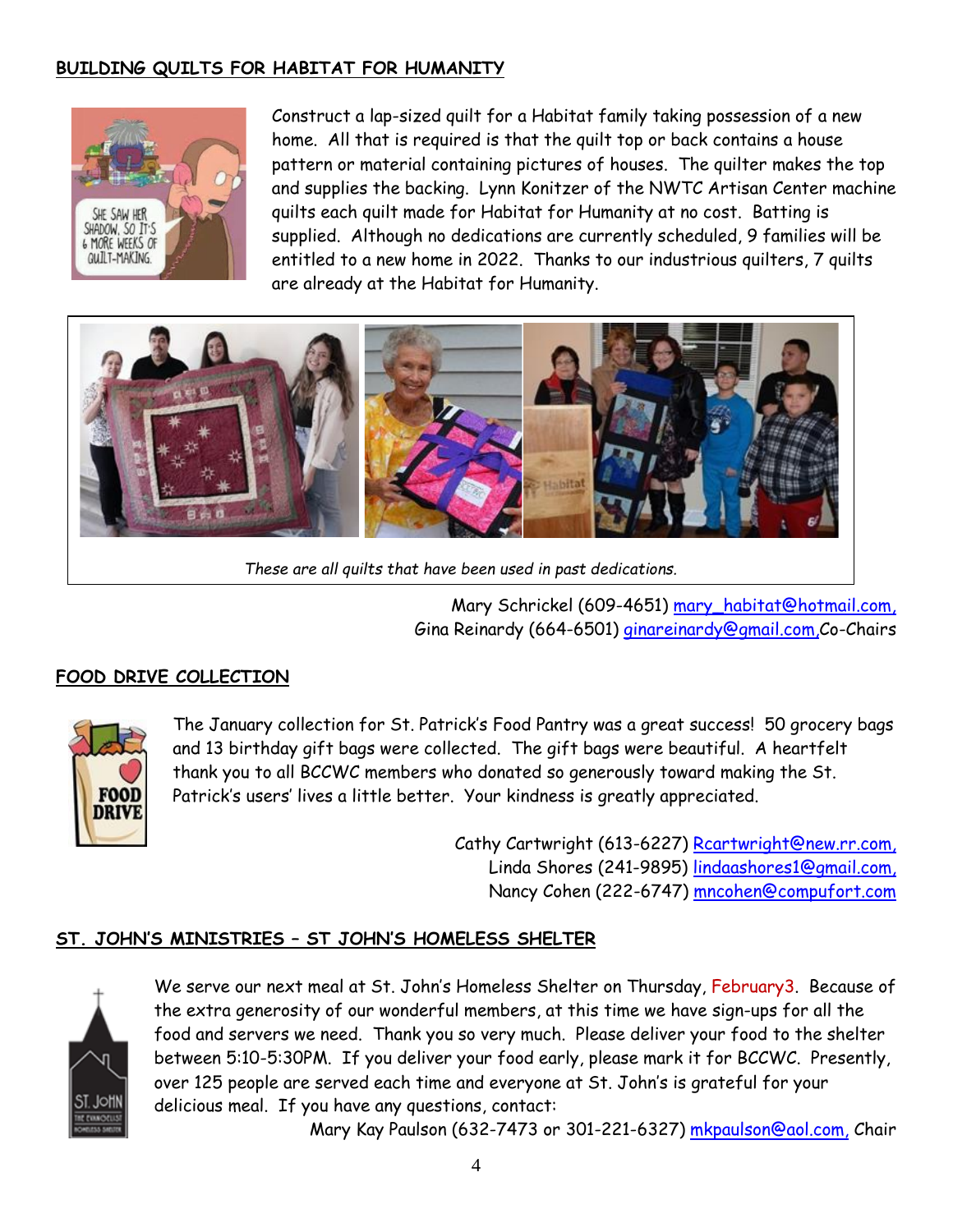## BUILDING QUILTS FOR HABITAT FOR HUMANITY

Construct a lap-sized quilt for a Habitat family taking possession of a new home. All that is required is that the quilt top or back contains a house pattern or material containing pictures of houses. The quilter makes the top and supplies the backing. Lynn Konitzer of the NWTC Artisan Center machine quilts each quilt made for Habitat for Humanity at no cost. Batting is supplied. Although no dedications are currently scheduled, 9 families will be entitled to a new home in 2022. Thanks to our industrious quilters, 7 quilts are already at the Habitat for Humanity.

*These are all quilts that have been used in past dedications.*

Mary Schrickel (609-4651) mary_habitat@hotmail.com,
Gina Reinardy (664-6501) ginareinardy@gmail.com,Co-Chairs

## FOOD DRIVE COLLECTION

The January collection for St. Patrick's Food Pantry was a great success! 50 grocery bags and 13 birthday gift bags were collected. The gift bags were beautiful. A heartfelt thank you to all BCCWC members who donated so generously toward making the St. Patrick's users' lives a little better. Your kindness is greatly appreciated.

Cathy Cartwright (613-6227) Rcartwright@new.rr.com,
Linda Shores (241-9895) lindaashores1@gmail.com,
Nancy Cohen (222-6747) mncohen@compufort.com

## ST. JOHN'S MINISTRIES – ST JOHN'S HOMELESS SHELTER

We serve our next meal at St. John's Homeless Shelter on Thursday, February3. Because of the extra generosity of our wonderful members, at this time we have sign-ups for all the food and servers we need. Thank you so very much. Please deliver your food to the shelter between 5:10-5:30PM. If you deliver your food early, please mark it for BCCWC. Presently, over 125 people are served each time and everyone at St. John's is grateful for your delicious meal. If you have any questions, contact:

Mary Kay Paulson (632-7473 or 301-221-6327) mkpaulson@aol.com, Chair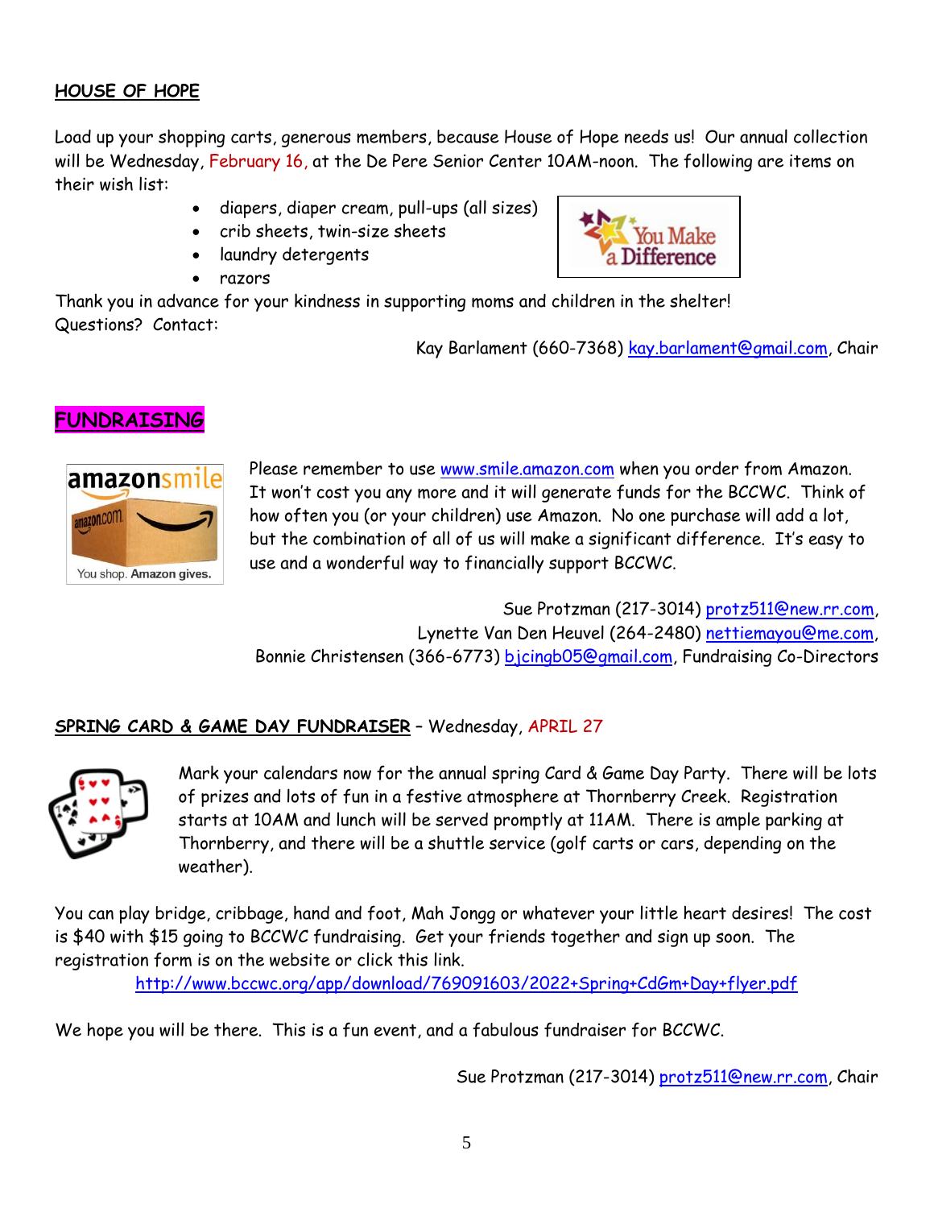## HOUSE OF HOPE

Load up your shopping carts, generous members, because House of Hope needs us! Our annual collection will be Wednesday, February 16, at the De Pere Senior Center 10AM-noon. The following are items on their wish list:

- diapers, diaper cream, pull-ups (all sizes)
- crib sheets, twin-size sheets
- laundry detergents
- razors

Thank you in advance for your kindness in supporting moms and children in the shelter!
Questions? Contact:

Kay Barlament (660-7368) kay.barlament@gmail.com, Chair

## FUNDRAISING

Please remember to use www.smile.amazon.com when you order from Amazon. It won't cost you any more and it will generate funds for the BCCWC. Think of how often you (or your children) use Amazon. No one purchase will add a lot, but the combination of all of us will make a significant difference. It's easy to use and a wonderful way to financially support BCCWC.

Sue Protzman (217-3014) protz511@new.rr.com,
Lynette Van Den Heuvel (264-2480) nettiemayou@me.com,
Bonnie Christensen (366-6773) bjcingb05@gmail.com, Fundraising Co-Directors

## SPRING CARD & GAME DAY FUNDRAISER – Wednesday, APRIL 27

Mark your calendars now for the annual spring Card & Game Day Party. There will be lots of prizes and lots of fun in a festive atmosphere at Thornberry Creek. Registration starts at 10AM and lunch will be served promptly at 11AM. There is ample parking at Thornberry, and there will be a shuttle service (golf carts or cars, depending on the weather).

You can play bridge, cribbage, hand and foot, Mah Jongg or whatever your little heart desires! The cost is $40 with $15 going to BCCWC fundraising. Get your friends together and sign up soon. The registration form is on the website or click this link.

http://www.bccwc.org/app/download/769091603/2022+Spring+CdGm+Day+flyer.pdf

We hope you will be there. This is a fun event, and a fabulous fundraiser for BCCWC.

Sue Protzman (217-3014) protz511@new.rr.com, Chair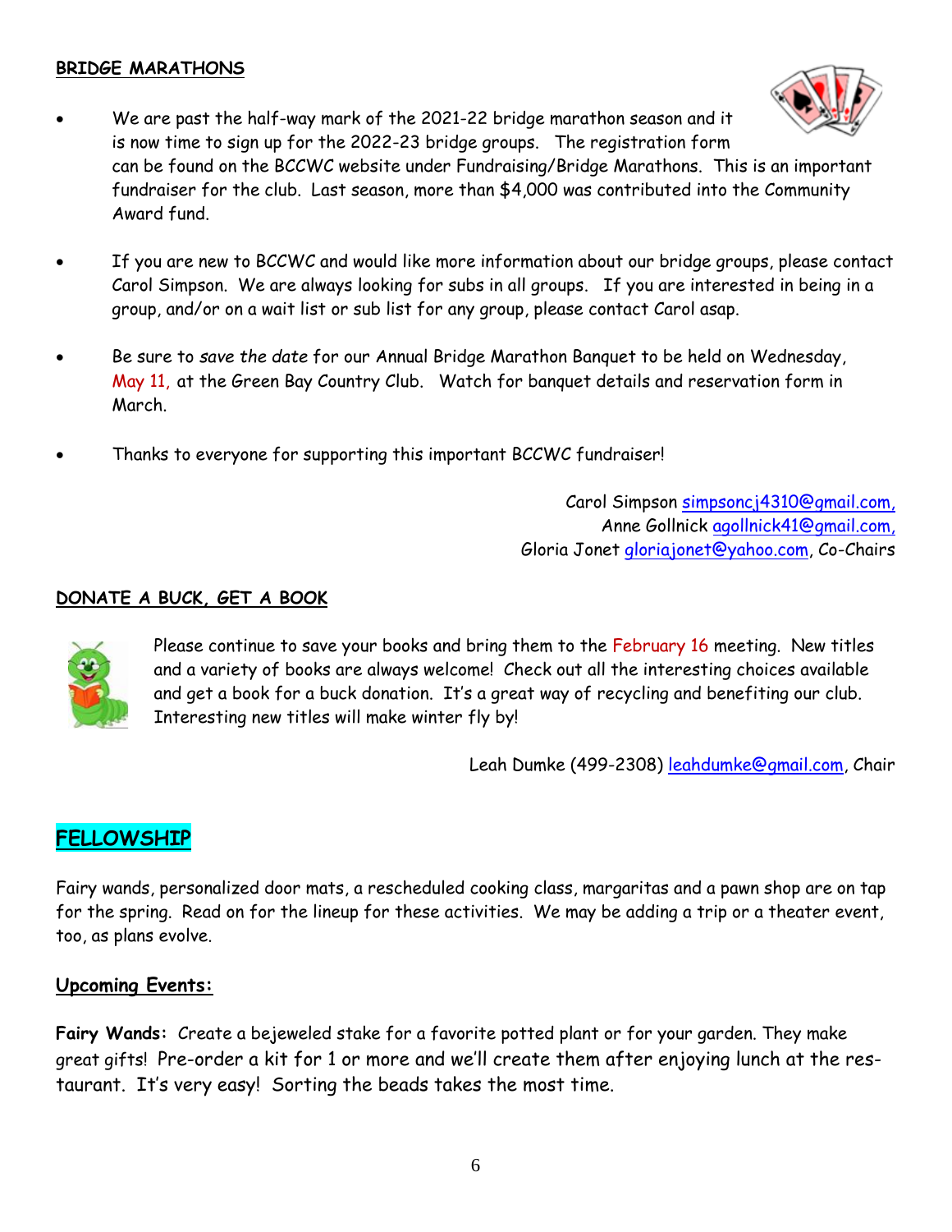## BRIDGE MARATHONS

- We are past the half-way mark of the 2021-22 bridge marathon season and it is now time to sign up for the 2022-23 bridge groups. The registration form can be found on the BCCWC website under Fundraising/Bridge Marathons. This is an important fundraiser for the club. Last season, more than $4,000 was contributed into the Community Award fund.

- If you are new to BCCWC and would like more information about our bridge groups, please contact Carol Simpson. We are always looking for subs in all groups. If you are interested in being in a group, and/or on a wait list or sub list for any group, please contact Carol asap.

- Be sure to *save the date* for our Annual Bridge Marathon Banquet to be held on Wednesday, May 11, at the Green Bay Country Club. Watch for banquet details and reservation form in March.

- Thanks to everyone for supporting this important BCCWC fundraiser!

Carol Simpson simpsoncj4310@gmail.com,
Anne Gollnick agollnick41@gmail.com,
Gloria Jonet gloriajonet@yahoo.com, Co-Chairs

## DONATE A BUCK, GET A BOOK

Please continue to save your books and bring them to the February 16 meeting. New titles and a variety of books are always welcome! Check out all the interesting choices available and get a book for a buck donation. It's a great way of recycling and benefiting our club. Interesting new titles will make winter fly by!

Leah Dumke (499-2308) leahdumke@gmail.com, Chair

## FELLOWSHIP

Fairy wands, personalized door mats, a rescheduled cooking class, margaritas and a pawn shop are on tap for the spring. Read on for the lineup for these activities. We may be adding a trip or a theater event, too, as plans evolve.

### Upcoming Events:

**Fairy Wands:** Create a bejeweled stake for a favorite potted plant or for your garden. They make great gifts! Pre-order a kit for 1 or more and we'll create them after enjoying lunch at the restaurant. It's very easy! Sorting the beads takes the most time.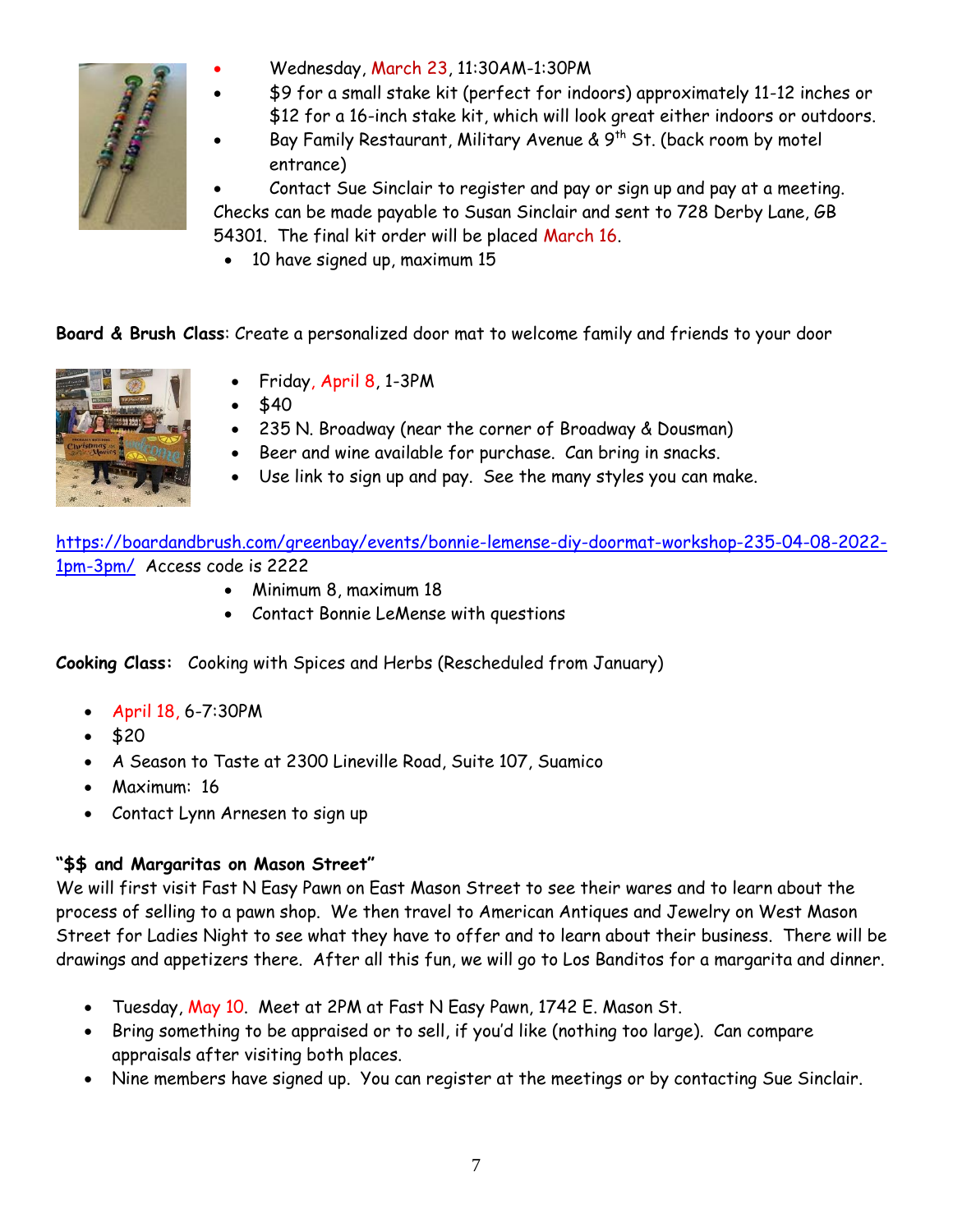- Wednesday, March 23, 11:30AM-1:30PM
- $9 for a small stake kit (perfect for indoors) approximately 11-12 inches or $12 for a 16-inch stake kit, which will look great either indoors or outdoors.
- Bay Family Restaurant, Military Avenue & 9th St. (back room by motel entrance)
- Contact Sue Sinclair to register and pay or sign up and pay at a meeting. Checks can be made payable to Susan Sinclair and sent to 728 Derby Lane, GB 54301. The final kit order will be placed March 16.
- 10 have signed up, maximum 15

**Board & Brush Class**: Create a personalized door mat to welcome family and friends to your door

- Friday, April 8, 1-3PM
- $40
- 235 N. Broadway (near the corner of Broadway & Dousman)
- Beer and wine available for purchase. Can bring in snacks.
- Use link to sign up and pay. See the many styles you can make.

https://boardandbrush.com/greenbay/events/bonnie-lemense-diy-doormat-workshop-235-04-08-2022-1pm-3pm/ Access code is 2222

- Minimum 8, maximum 18
- Contact Bonnie LeMense with questions

**Cooking Class:** Cooking with Spices and Herbs (Rescheduled from January)

- April 18, 6-7:30PM
- $20
- A Season to Taste at 2300 Lineville Road, Suite 107, Suamico
- Maximum: 16
- Contact Lynn Arnesen to sign up

**"$$ and Margaritas on Mason Street"**

We will first visit Fast N Easy Pawn on East Mason Street to see their wares and to learn about the process of selling to a pawn shop. We then travel to American Antiques and Jewelry on West Mason Street for Ladies Night to see what they have to offer and to learn about their business. There will be drawings and appetizers there. After all this fun, we will go to Los Banditos for a margarita and dinner.

- Tuesday, May 10. Meet at 2PM at Fast N Easy Pawn, 1742 E. Mason St.
- Bring something to be appraised or to sell, if you'd like (nothing too large). Can compare appraisals after visiting both places.
- Nine members have signed up. You can register at the meetings or by contacting Sue Sinclair.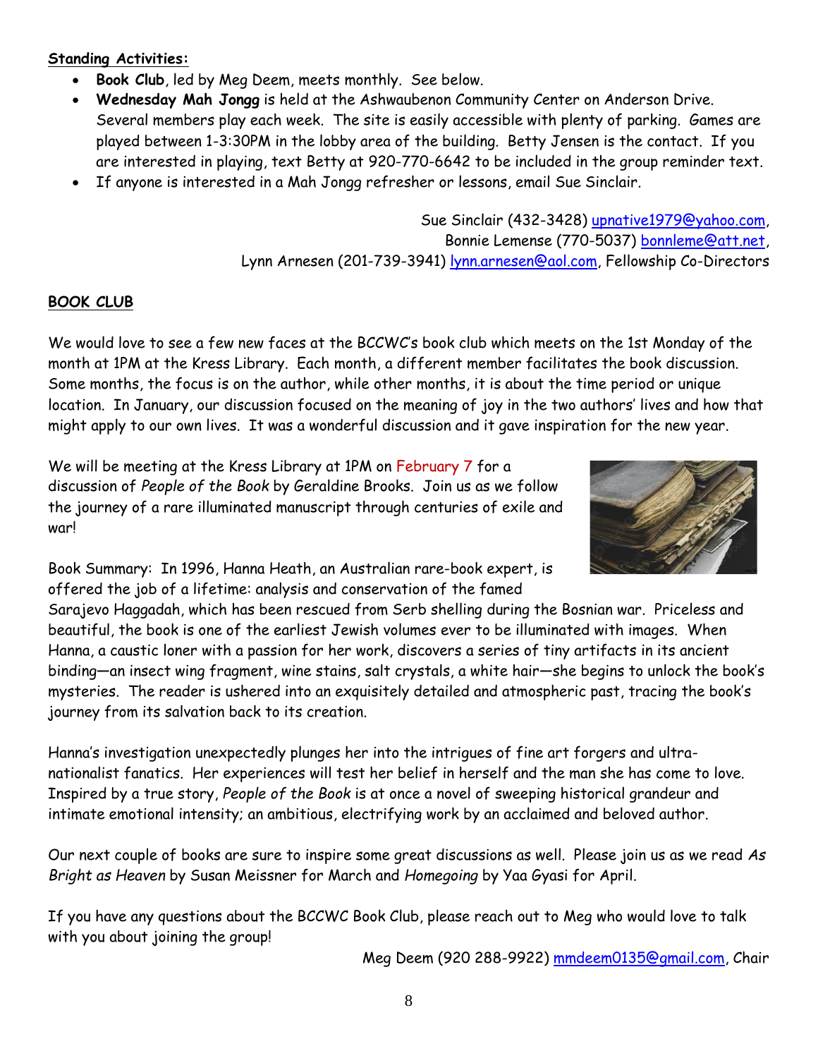**Standing Activities:**

- **Book Club**, led by Meg Deem, meets monthly. See below.
- **Wednesday Mah Jongg** is held at the Ashwaubenon Community Center on Anderson Drive. Several members play each week. The site is easily accessible with plenty of parking. Games are played between 1-3:30PM in the lobby area of the building. Betty Jensen is the contact. If you are interested in playing, text Betty at 920-770-6642 to be included in the group reminder text.
- If anyone is interested in a Mah Jongg refresher or lessons, email Sue Sinclair.

Sue Sinclair (432-3428) upnative1979@yahoo.com,
Bonnie Lemense (770-5037) bonnleme@att.net,
Lynn Arnesen (201-739-3941) lynn.arnesen@aol.com, Fellowship Co-Directors

**BOOK CLUB**

We would love to see a few new faces at the BCCWC's book club which meets on the 1st Monday of the month at 1PM at the Kress Library. Each month, a different member facilitates the book discussion. Some months, the focus is on the author, while other months, it is about the time period or unique location. In January, our discussion focused on the meaning of joy in the two authors' lives and how that might apply to our own lives. It was a wonderful discussion and it gave inspiration for the new year.

We will be meeting at the Kress Library at 1PM on February 7 for a discussion of *People of the Book* by Geraldine Brooks. Join us as we follow the journey of a rare illuminated manuscript through centuries of exile and war!

Book Summary: In 1996, Hanna Heath, an Australian rare-book expert, is offered the job of a lifetime: analysis and conservation of the famed Sarajevo Haggadah, which has been rescued from Serb shelling during the Bosnian war. Priceless and beautiful, the book is one of the earliest Jewish volumes ever to be illuminated with images. When Hanna, a caustic loner with a passion for her work, discovers a series of tiny artifacts in its ancient binding—an insect wing fragment, wine stains, salt crystals, a white hair—she begins to unlock the book's mysteries. The reader is ushered into an exquisitely detailed and atmospheric past, tracing the book's journey from its salvation back to its creation.

Hanna's investigation unexpectedly plunges her into the intrigues of fine art forgers and ultra-nationalist fanatics. Her experiences will test her belief in herself and the man she has come to love. Inspired by a true story, *People of the Book* is at once a novel of sweeping historical grandeur and intimate emotional intensity; an ambitious, electrifying work by an acclaimed and beloved author.

Our next couple of books are sure to inspire some great discussions as well. Please join us as we read *As Bright as Heaven* by Susan Meissner for March and *Homegoing* by Yaa Gyasi for April.

If you have any questions about the BCCWC Book Club, please reach out to Meg who would love to talk with you about joining the group!

Meg Deem (920 288-9922) mmdeem0135@gmail.com, Chair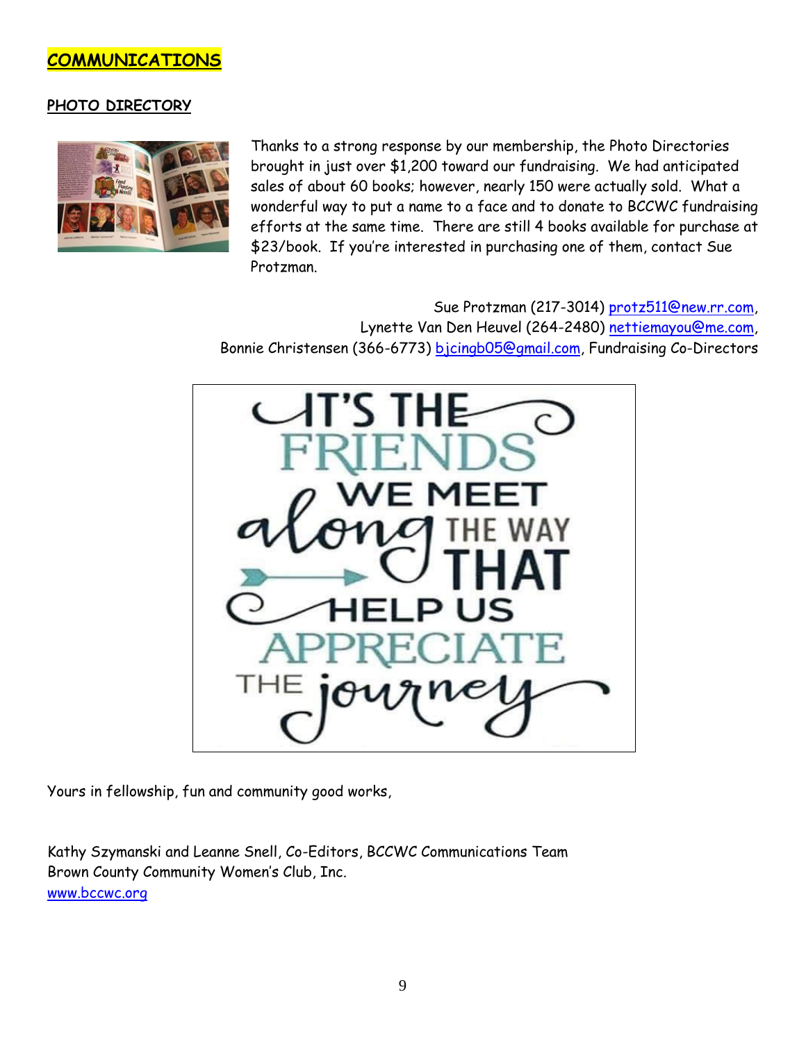## COMMUNICATIONS

### PHOTO DIRECTORY

Thanks to a strong response by our membership, the Photo Directories brought in just over $1,200 toward our fundraising. We had anticipated sales of about 60 books; however, nearly 150 were actually sold. What a wonderful way to put a name to a face and to donate to BCCWC fundraising efforts at the same time. There are still 4 books available for purchase at $23/book. If you're interested in purchasing one of them, contact Sue Protzman.

Sue Protzman (217-3014) protz511@new.rr.com,
Lynette Van Den Heuvel (264-2480) nettiemayou@me.com,
Bonnie Christensen (366-6773) bjcingb05@gmail.com, Fundraising Co-Directors

Yours in fellowship, fun and community good works,

Kathy Szymanski and Leanne Snell, Co-Editors, BCCWC Communications Team
Brown County Community Women's Club, Inc.
www.bccwc.org